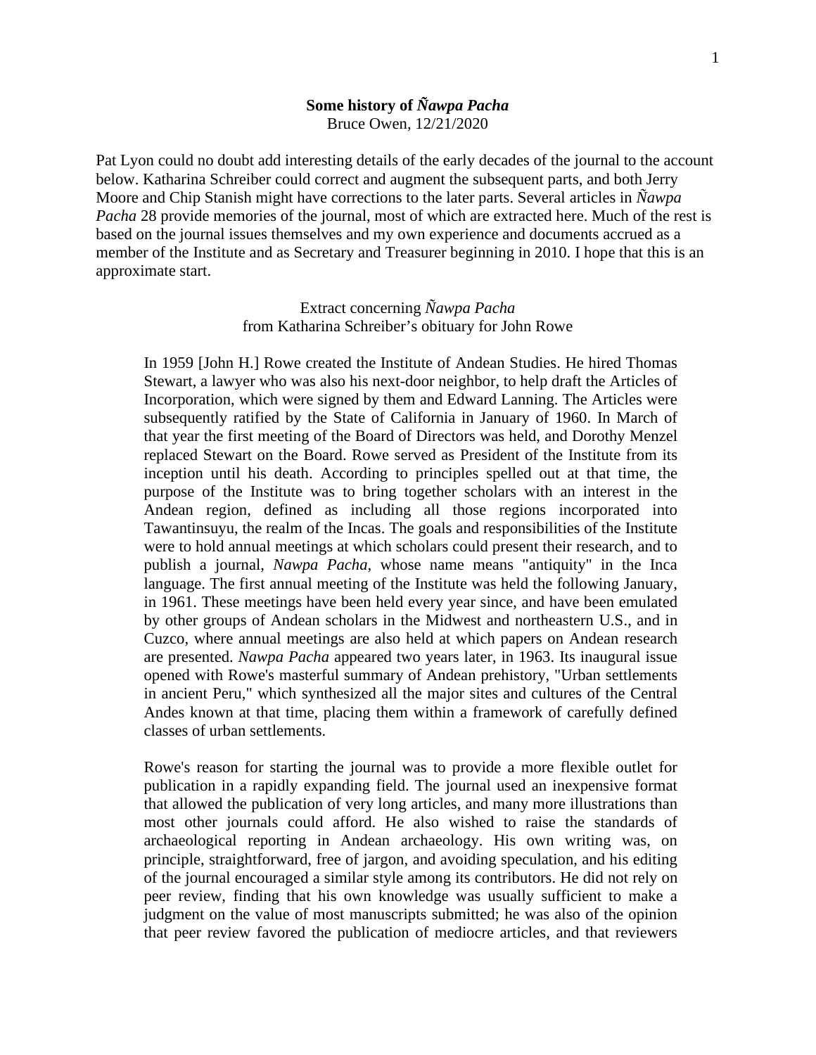# Some history of *Ñawpa Pacha*

Bruce Owen, 12/21/2020

Pat Lyon could no doubt add interesting details of the early decades of the journal to the account below. Katharina Schreiber could correct and augment the subsequent parts, and both Jerry Moore and Chip Stanish might have corrections to the later parts. Several articles in *Ñawpa Pacha* 28 provide memories of the journal, most of which are extracted here. Much of the rest is based on the journal issues themselves and my own experience and documents accrued as a member of the Institute and as Secretary and Treasurer beginning in 2010. I hope that this is an approximate start.

## Extract concerning *Ñawpa Pacha* from Katharina Schreiber's obituary for John Rowe

> In 1959 [John H.] Rowe created the Institute of Andean Studies. He hired Thomas Stewart, a lawyer who was also his next-door neighbor, to help draft the Articles of Incorporation, which were signed by them and Edward Lanning. The Articles were subsequently ratified by the State of California in January of 1960. In March of that year the first meeting of the Board of Directors was held, and Dorothy Menzel replaced Stewart on the Board. Rowe served as President of the Institute from its inception until his death. According to principles spelled out at that time, the purpose of the Institute was to bring together scholars with an interest in the Andean region, defined as including all those regions incorporated into Tawantinsuyu, the realm of the Incas. The goals and responsibilities of the Institute were to hold annual meetings at which scholars could present their research, and to publish a journal, *Nawpa Pacha*, whose name means "antiquity" in the Inca language. The first annual meeting of the Institute was held the following January, in 1961. These meetings have been held every year since, and have been emulated by other groups of Andean scholars in the Midwest and northeastern U.S., and in Cuzco, where annual meetings are also held at which papers on Andean research are presented. *Nawpa Pacha* appeared two years later, in 1963. Its inaugural issue opened with Rowe's masterful summary of Andean prehistory, "Urban settlements in ancient Peru," which synthesized all the major sites and cultures of the Central Andes known at that time, placing them within a framework of carefully defined classes of urban settlements.
>
> Rowe's reason for starting the journal was to provide a more flexible outlet for publication in a rapidly expanding field. The journal used an inexpensive format that allowed the publication of very long articles, and many more illustrations than most other journals could afford. He also wished to raise the standards of archaeological reporting in Andean archaeology. His own writing was, on principle, straightforward, free of jargon, and avoiding speculation, and his editing of the journal encouraged a similar style among its contributors. He did not rely on peer review, finding that his own knowledge was usually sufficient to make a judgment on the value of most manuscripts submitted; he was also of the opinion that peer review favored the publication of mediocre articles, and that reviewers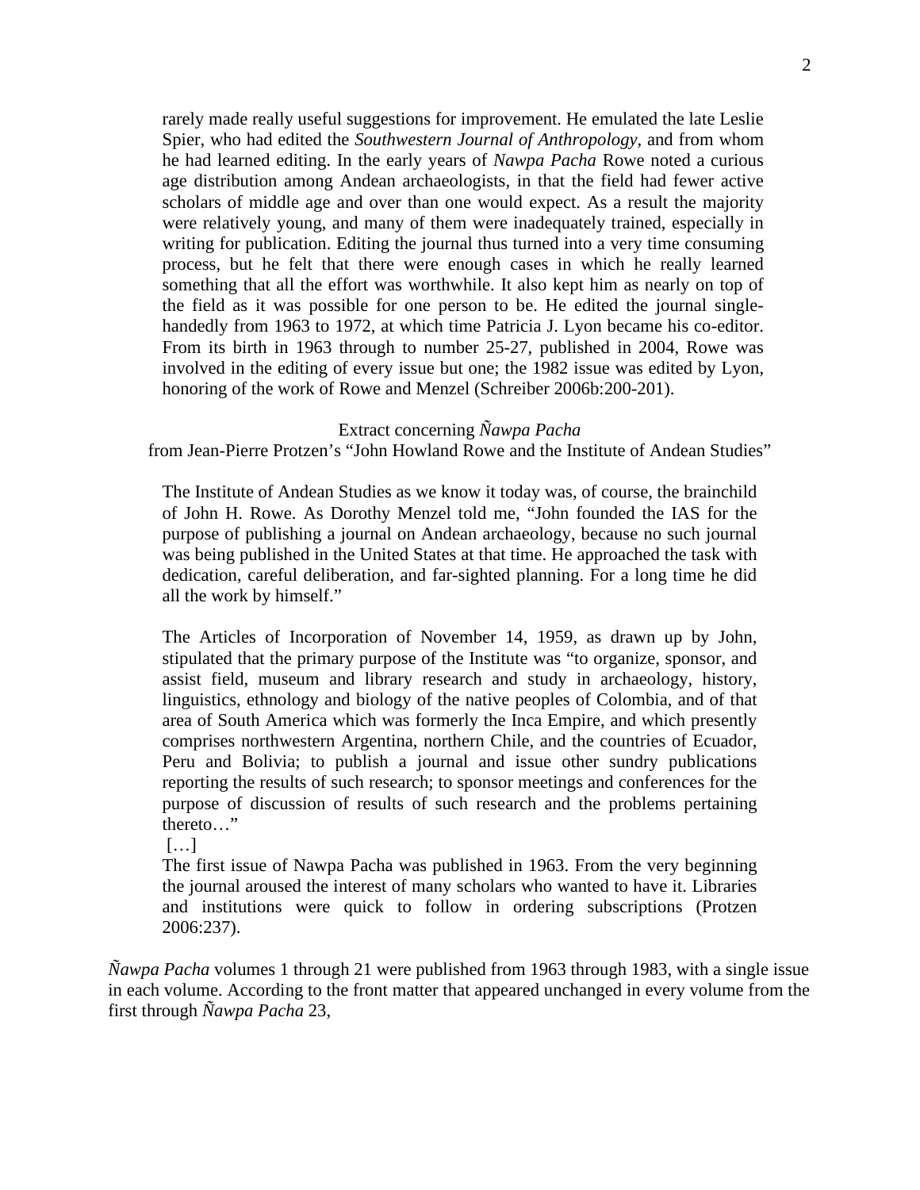> rarely made really useful suggestions for improvement. He emulated the late Leslie Spier, who had edited the *Southwestern Journal of Anthropology*, and from whom he had learned editing. In the early years of *Nawpa Pacha* Rowe noted a curious age distribution among Andean archaeologists, in that the field had fewer active scholars of middle age and over than one would expect. As a result the majority were relatively young, and many of them were inadequately trained, especially in writing for publication. Editing the journal thus turned into a very time consuming process, but he felt that there were enough cases in which he really learned something that all the effort was worthwhile. It also kept him as nearly on top of the field as it was possible for one person to be. He edited the journal single-handedly from 1963 to 1972, at which time Patricia J. Lyon became his co-editor. From its birth in 1963 through to number 25-27, published in 2004, Rowe was involved in the editing of every issue but one; the 1982 issue was edited by Lyon, honoring of the work of Rowe and Menzel (Schreiber 2006b:200-201).

Extract concerning *Ñawpa Pacha*
from Jean-Pierre Protzen's "John Howland Rowe and the Institute of Andean Studies"

> The Institute of Andean Studies as we know it today was, of course, the brainchild of John H. Rowe. As Dorothy Menzel told me, "John founded the IAS for the purpose of publishing a journal on Andean archaeology, because no such journal was being published in the United States at that time. He approached the task with dedication, careful deliberation, and far-sighted planning. For a long time he did all the work by himself."
>
> The Articles of Incorporation of November 14, 1959, as drawn up by John, stipulated that the primary purpose of the Institute was "to organize, sponsor, and assist field, museum and library research and study in archaeology, history, linguistics, ethnology and biology of the native peoples of Colombia, and of that area of South America which was formerly the Inca Empire, and which presently comprises northwestern Argentina, northern Chile, and the countries of Ecuador, Peru and Bolivia; to publish a journal and issue other sundry publications reporting the results of such research; to sponsor meetings and conferences for the purpose of discussion of results of such research and the problems pertaining thereto…"
>
> […]
>
> The first issue of Nawpa Pacha was published in 1963. From the very beginning the journal aroused the interest of many scholars who wanted to have it. Libraries and institutions were quick to follow in ordering subscriptions (Protzen 2006:237).

*Ñawpa Pacha* volumes 1 through 21 were published from 1963 through 1983, with a single issue in each volume. According to the front matter that appeared unchanged in every volume from the first through *Ñawpa Pacha* 23,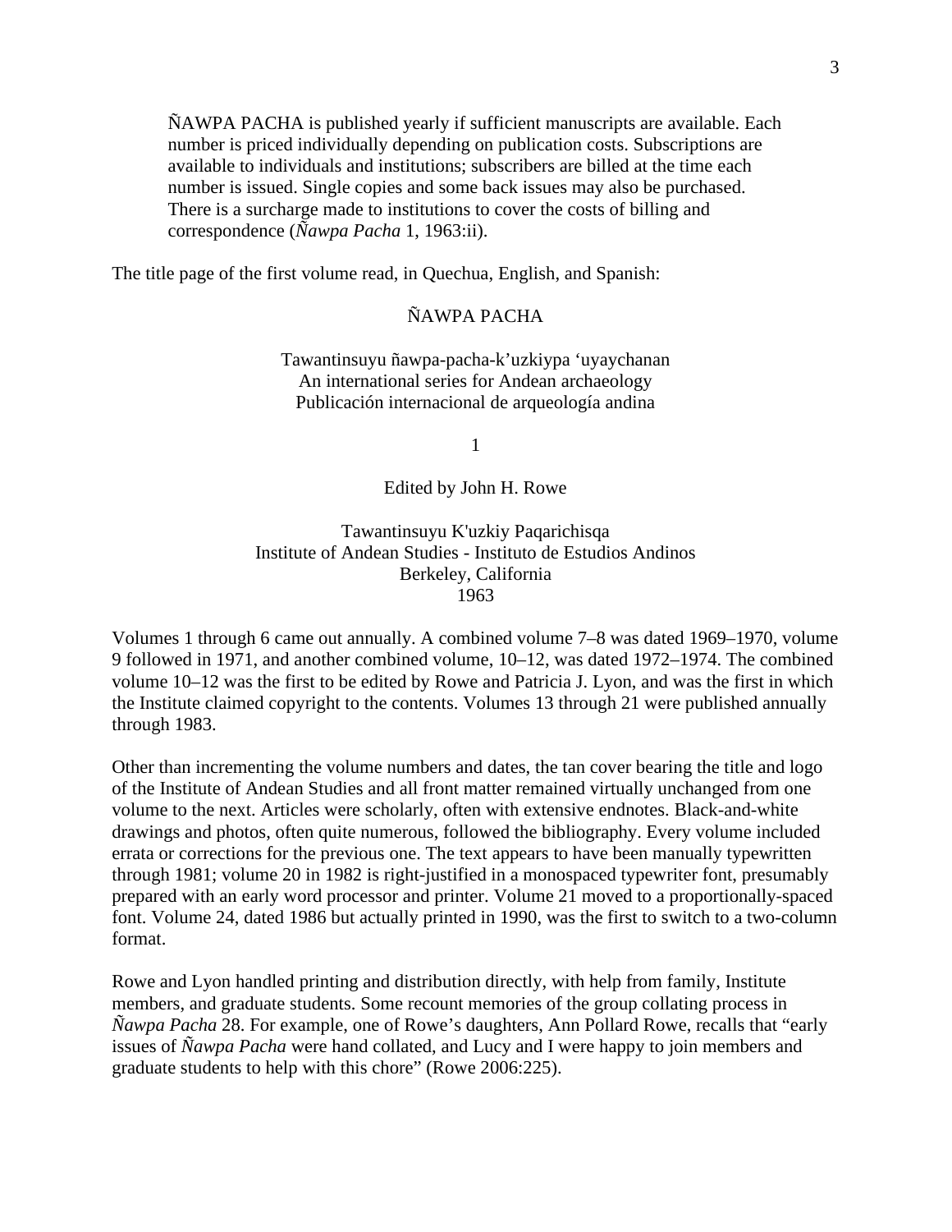> ÑAWPA PACHA is published yearly if sufficient manuscripts are available. Each number is priced individually depending on publication costs. Subscriptions are available to individuals and institutions; subscribers are billed at the time each number is issued. Single copies and some back issues may also be purchased. There is a surcharge made to institutions to cover the costs of billing and correspondence (*Ñawpa Pacha* 1, 1963:ii).

The title page of the first volume read, in Quechua, English, and Spanish:

ÑAWPA PACHA

Tawantinsuyu ñawpa-pacha-k'uzkiypa 'uyaychanan
An international series for Andean archaeology
Publicación internacional de arqueología andina

1

Edited by John H. Rowe

Tawantinsuyu K'uzkiy Paqarichisqa
Institute of Andean Studies - Instituto de Estudios Andinos
Berkeley, California
1963

Volumes 1 through 6 came out annually. A combined volume 7–8 was dated 1969–1970, volume 9 followed in 1971, and another combined volume, 10–12, was dated 1972–1974. The combined volume 10–12 was the first to be edited by Rowe and Patricia J. Lyon, and was the first in which the Institute claimed copyright to the contents. Volumes 13 through 21 were published annually through 1983.

Other than incrementing the volume numbers and dates, the tan cover bearing the title and logo of the Institute of Andean Studies and all front matter remained virtually unchanged from one volume to the next. Articles were scholarly, often with extensive endnotes. Black-and-white drawings and photos, often quite numerous, followed the bibliography. Every volume included errata or corrections for the previous one. The text appears to have been manually typewritten through 1981; volume 20 in 1982 is right-justified in a monospaced typewriter font, presumably prepared with an early word processor and printer. Volume 21 moved to a proportionally-spaced font. Volume 24, dated 1986 but actually printed in 1990, was the first to switch to a two-column format.

Rowe and Lyon handled printing and distribution directly, with help from family, Institute members, and graduate students. Some recount memories of the group collating process in *Ñawpa Pacha* 28. For example, one of Rowe's daughters, Ann Pollard Rowe, recalls that "early issues of *Ñawpa Pacha* were hand collated, and Lucy and I were happy to join members and graduate students to help with this chore" (Rowe 2006:225).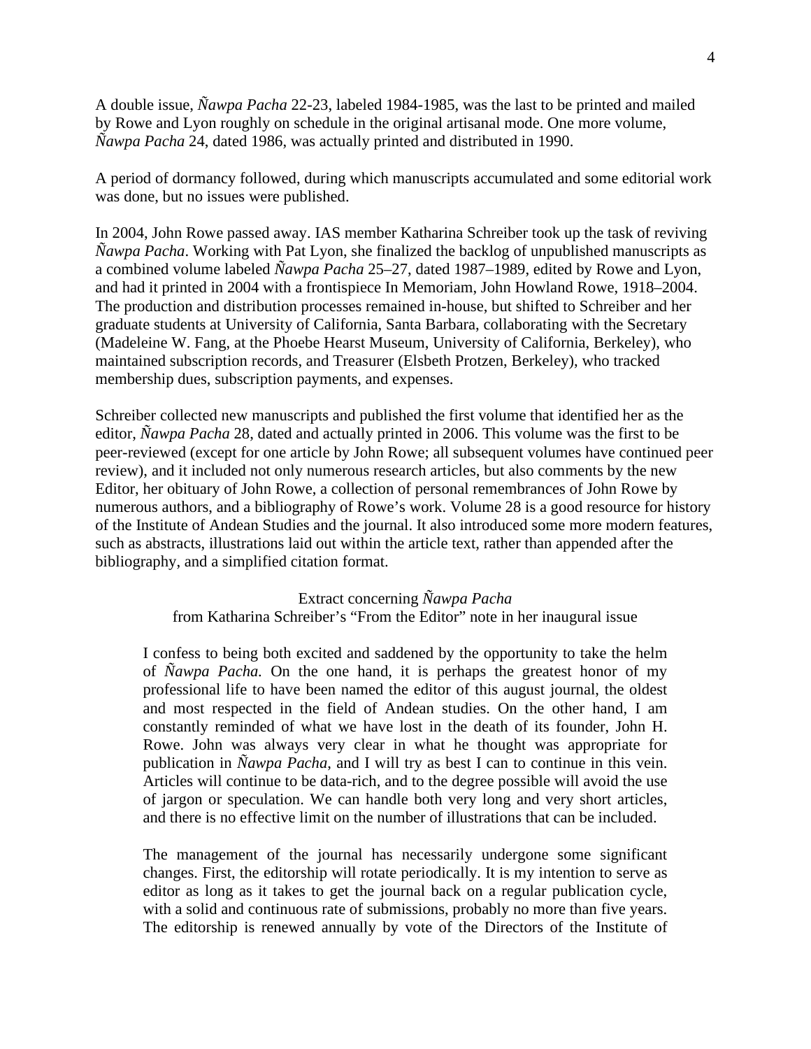A double issue, *Ñawpa Pacha* 22-23, labeled 1984-1985, was the last to be printed and mailed by Rowe and Lyon roughly on schedule in the original artisanal mode. One more volume, *Ñawpa Pacha* 24, dated 1986, was actually printed and distributed in 1990.

A period of dormancy followed, during which manuscripts accumulated and some editorial work was done, but no issues were published.

In 2004, John Rowe passed away. IAS member Katharina Schreiber took up the task of reviving *Ñawpa Pacha*. Working with Pat Lyon, she finalized the backlog of unpublished manuscripts as a combined volume labeled *Ñawpa Pacha* 25–27, dated 1987–1989, edited by Rowe and Lyon, and had it printed in 2004 with a frontispiece In Memoriam, John Howland Rowe, 1918–2004. The production and distribution processes remained in-house, but shifted to Schreiber and her graduate students at University of California, Santa Barbara, collaborating with the Secretary (Madeleine W. Fang, at the Phoebe Hearst Museum, University of California, Berkeley), who maintained subscription records, and Treasurer (Elsbeth Protzen, Berkeley), who tracked membership dues, subscription payments, and expenses.

Schreiber collected new manuscripts and published the first volume that identified her as the editor, *Ñawpa Pacha* 28, dated and actually printed in 2006. This volume was the first to be peer-reviewed (except for one article by John Rowe; all subsequent volumes have continued peer review), and it included not only numerous research articles, but also comments by the new Editor, her obituary of John Rowe, a collection of personal remembrances of John Rowe by numerous authors, and a bibliography of Rowe's work. Volume 28 is a good resource for history of the Institute of Andean Studies and the journal. It also introduced some more modern features, such as abstracts, illustrations laid out within the article text, rather than appended after the bibliography, and a simplified citation format.

Extract concerning *Ñawpa Pacha*
from Katharina Schreiber's "From the Editor" note in her inaugural issue

> I confess to being both excited and saddened by the opportunity to take the helm of *Ñawpa Pacha*. On the one hand, it is perhaps the greatest honor of my professional life to have been named the editor of this august journal, the oldest and most respected in the field of Andean studies. On the other hand, I am constantly reminded of what we have lost in the death of its founder, John H. Rowe. John was always very clear in what he thought was appropriate for publication in *Ñawpa Pacha*, and I will try as best I can to continue in this vein. Articles will continue to be data-rich, and to the degree possible will avoid the use of jargon or speculation. We can handle both very long and very short articles, and there is no effective limit on the number of illustrations that can be included.
>
> The management of the journal has necessarily undergone some significant changes. First, the editorship will rotate periodically. It is my intention to serve as editor as long as it takes to get the journal back on a regular publication cycle, with a solid and continuous rate of submissions, probably no more than five years. The editorship is renewed annually by vote of the Directors of the Institute of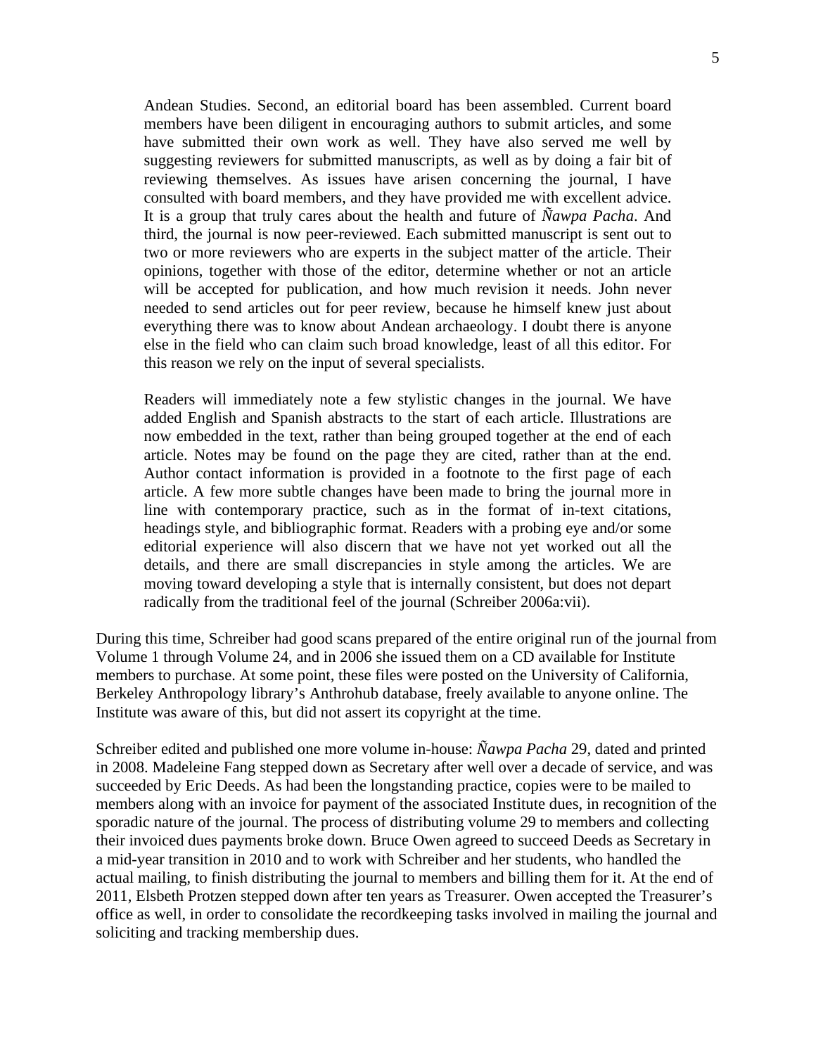> Andean Studies. Second, an editorial board has been assembled. Current board members have been diligent in encouraging authors to submit articles, and some have submitted their own work as well. They have also served me well by suggesting reviewers for submitted manuscripts, as well as by doing a fair bit of reviewing themselves. As issues have arisen concerning the journal, I have consulted with board members, and they have provided me with excellent advice. It is a group that truly cares about the health and future of *Ñawpa Pacha*. And third, the journal is now peer-reviewed. Each submitted manuscript is sent out to two or more reviewers who are experts in the subject matter of the article. Their opinions, together with those of the editor, determine whether or not an article will be accepted for publication, and how much revision it needs. John never needed to send articles out for peer review, because he himself knew just about everything there was to know about Andean archaeology. I doubt there is anyone else in the field who can claim such broad knowledge, least of all this editor. For this reason we rely on the input of several specialists.
>
> Readers will immediately note a few stylistic changes in the journal. We have added English and Spanish abstracts to the start of each article. Illustrations are now embedded in the text, rather than being grouped together at the end of each article. Notes may be found on the page they are cited, rather than at the end. Author contact information is provided in a footnote to the first page of each article. A few more subtle changes have been made to bring the journal more in line with contemporary practice, such as in the format of in-text citations, headings style, and bibliographic format. Readers with a probing eye and/or some editorial experience will also discern that we have not yet worked out all the details, and there are small discrepancies in style among the articles. We are moving toward developing a style that is internally consistent, but does not depart radically from the traditional feel of the journal (Schreiber 2006a:vii).

During this time, Schreiber had good scans prepared of the entire original run of the journal from Volume 1 through Volume 24, and in 2006 she issued them on a CD available for Institute members to purchase. At some point, these files were posted on the University of California, Berkeley Anthropology library's Anthrohub database, freely available to anyone online. The Institute was aware of this, but did not assert its copyright at the time.

Schreiber edited and published one more volume in-house: *Ñawpa Pacha* 29, dated and printed in 2008. Madeleine Fang stepped down as Secretary after well over a decade of service, and was succeeded by Eric Deeds. As had been the longstanding practice, copies were to be mailed to members along with an invoice for payment of the associated Institute dues, in recognition of the sporadic nature of the journal. The process of distributing volume 29 to members and collecting their invoiced dues payments broke down. Bruce Owen agreed to succeed Deeds as Secretary in a mid-year transition in 2010 and to work with Schreiber and her students, who handled the actual mailing, to finish distributing the journal to members and billing them for it. At the end of 2011, Elsbeth Protzen stepped down after ten years as Treasurer. Owen accepted the Treasurer's office as well, in order to consolidate the recordkeeping tasks involved in mailing the journal and soliciting and tracking membership dues.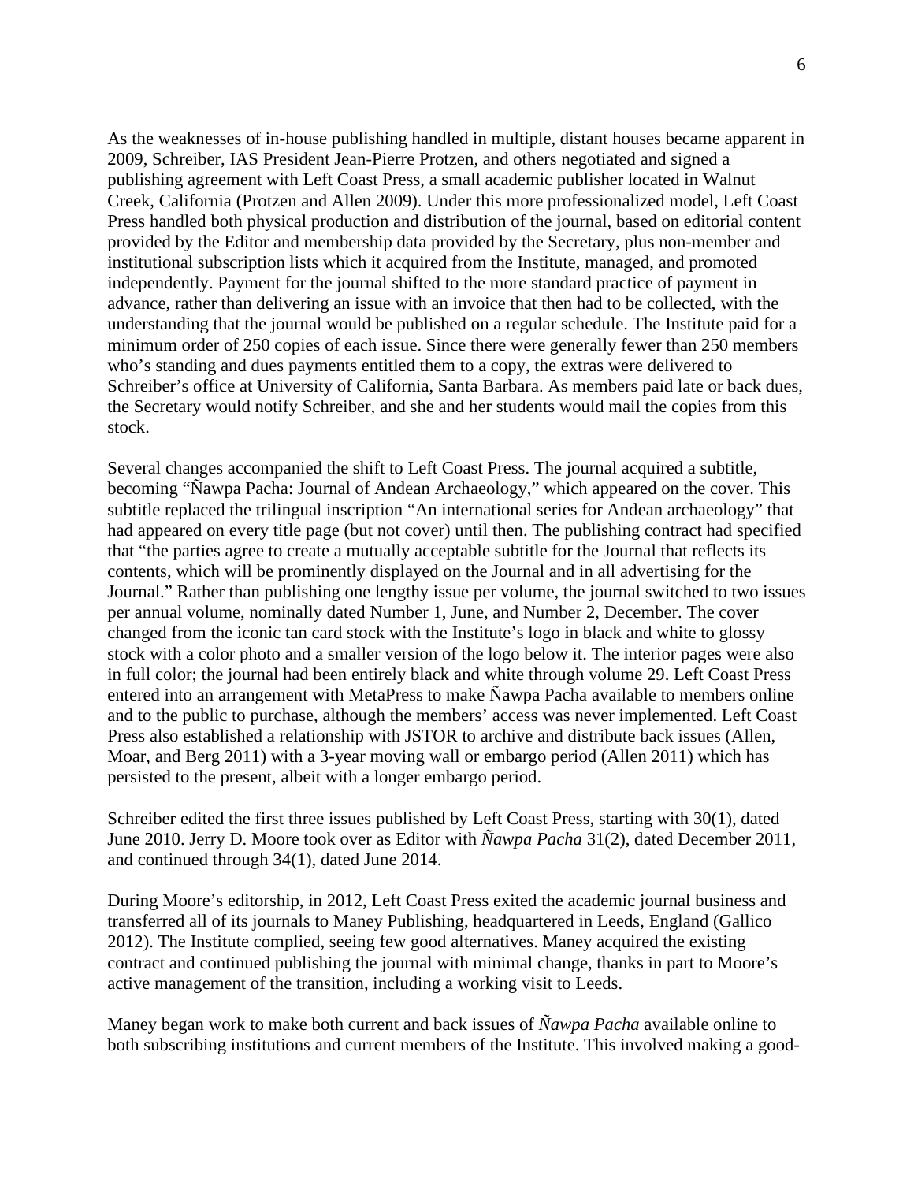As the weaknesses of in-house publishing handled in multiple, distant houses became apparent in 2009, Schreiber, IAS President Jean-Pierre Protzen, and others negotiated and signed a publishing agreement with Left Coast Press, a small academic publisher located in Walnut Creek, California (Protzen and Allen 2009). Under this more professionalized model, Left Coast Press handled both physical production and distribution of the journal, based on editorial content provided by the Editor and membership data provided by the Secretary, plus non-member and institutional subscription lists which it acquired from the Institute, managed, and promoted independently. Payment for the journal shifted to the more standard practice of payment in advance, rather than delivering an issue with an invoice that then had to be collected, with the understanding that the journal would be published on a regular schedule. The Institute paid for a minimum order of 250 copies of each issue. Since there were generally fewer than 250 members who's standing and dues payments entitled them to a copy, the extras were delivered to Schreiber's office at University of California, Santa Barbara. As members paid late or back dues, the Secretary would notify Schreiber, and she and her students would mail the copies from this stock.

Several changes accompanied the shift to Left Coast Press. The journal acquired a subtitle, becoming "Ñawpa Pacha: Journal of Andean Archaeology," which appeared on the cover. This subtitle replaced the trilingual inscription "An international series for Andean archaeology" that had appeared on every title page (but not cover) until then. The publishing contract had specified that "the parties agree to create a mutually acceptable subtitle for the Journal that reflects its contents, which will be prominently displayed on the Journal and in all advertising for the Journal." Rather than publishing one lengthy issue per volume, the journal switched to two issues per annual volume, nominally dated Number 1, June, and Number 2, December. The cover changed from the iconic tan card stock with the Institute's logo in black and white to glossy stock with a color photo and a smaller version of the logo below it. The interior pages were also in full color; the journal had been entirely black and white through volume 29. Left Coast Press entered into an arrangement with MetaPress to make Ñawpa Pacha available to members online and to the public to purchase, although the members' access was never implemented. Left Coast Press also established a relationship with JSTOR to archive and distribute back issues (Allen, Moar, and Berg 2011) with a 3-year moving wall or embargo period (Allen 2011) which has persisted to the present, albeit with a longer embargo period.

Schreiber edited the first three issues published by Left Coast Press, starting with 30(1), dated June 2010. Jerry D. Moore took over as Editor with *Ñawpa Pacha* 31(2), dated December 2011, and continued through 34(1), dated June 2014.

During Moore's editorship, in 2012, Left Coast Press exited the academic journal business and transferred all of its journals to Maney Publishing, headquartered in Leeds, England (Gallico 2012). The Institute complied, seeing few good alternatives. Maney acquired the existing contract and continued publishing the journal with minimal change, thanks in part to Moore's active management of the transition, including a working visit to Leeds.

Maney began work to make both current and back issues of *Ñawpa Pacha* available online to both subscribing institutions and current members of the Institute. This involved making a good-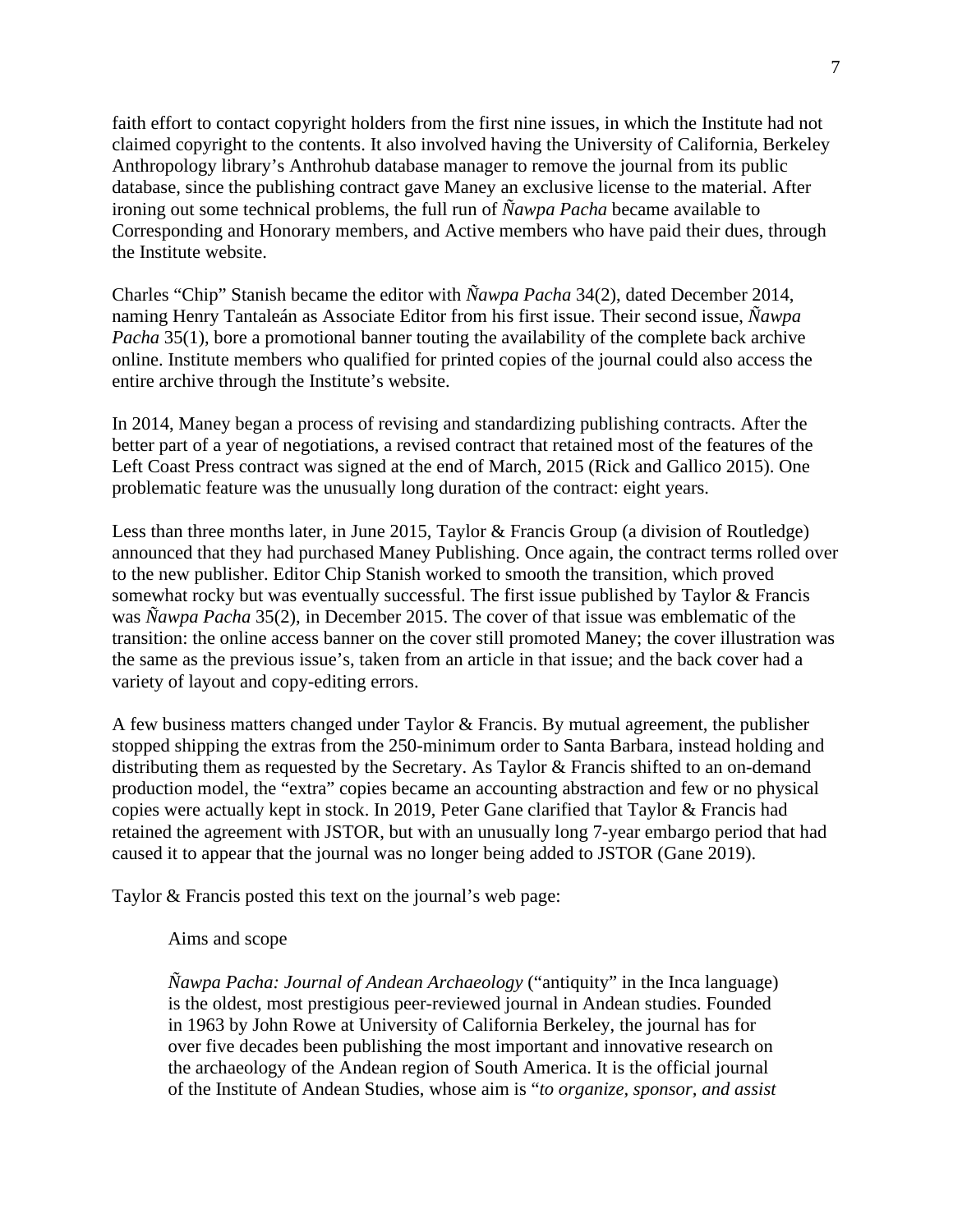faith effort to contact copyright holders from the first nine issues, in which the Institute had not claimed copyright to the contents. It also involved having the University of California, Berkeley Anthropology library's Anthrohub database manager to remove the journal from its public database, since the publishing contract gave Maney an exclusive license to the material. After ironing out some technical problems, the full run of *Ñawpa Pacha* became available to Corresponding and Honorary members, and Active members who have paid their dues, through the Institute website.

Charles "Chip" Stanish became the editor with *Ñawpa Pacha* 34(2), dated December 2014, naming Henry Tantaleán as Associate Editor from his first issue. Their second issue, *Ñawpa Pacha* 35(1), bore a promotional banner touting the availability of the complete back archive online. Institute members who qualified for printed copies of the journal could also access the entire archive through the Institute's website.

In 2014, Maney began a process of revising and standardizing publishing contracts. After the better part of a year of negotiations, a revised contract that retained most of the features of the Left Coast Press contract was signed at the end of March, 2015 (Rick and Gallico 2015). One problematic feature was the unusually long duration of the contract: eight years.

Less than three months later, in June 2015, Taylor & Francis Group (a division of Routledge) announced that they had purchased Maney Publishing. Once again, the contract terms rolled over to the new publisher. Editor Chip Stanish worked to smooth the transition, which proved somewhat rocky but was eventually successful. The first issue published by Taylor & Francis was *Ñawpa Pacha* 35(2), in December 2015. The cover of that issue was emblematic of the transition: the online access banner on the cover still promoted Maney; the cover illustration was the same as the previous issue's, taken from an article in that issue; and the back cover had a variety of layout and copy-editing errors.

A few business matters changed under Taylor & Francis. By mutual agreement, the publisher stopped shipping the extras from the 250-minimum order to Santa Barbara, instead holding and distributing them as requested by the Secretary. As Taylor & Francis shifted to an on-demand production model, the "extra" copies became an accounting abstraction and few or no physical copies were actually kept in stock. In 2019, Peter Gane clarified that Taylor & Francis had retained the agreement with JSTOR, but with an unusually long 7-year embargo period that had caused it to appear that the journal was no longer being added to JSTOR (Gane 2019).

Taylor & Francis posted this text on the journal's web page:

> Aims and scope
>
> *Ñawpa Pacha: Journal of Andean Archaeology* ("antiquity" in the Inca language) is the oldest, most prestigious peer-reviewed journal in Andean studies. Founded in 1963 by John Rowe at University of California Berkeley, the journal has for over five decades been publishing the most important and innovative research on the archaeology of the Andean region of South America. It is the official journal of the Institute of Andean Studies, whose aim is "*to organize, sponsor, and assist*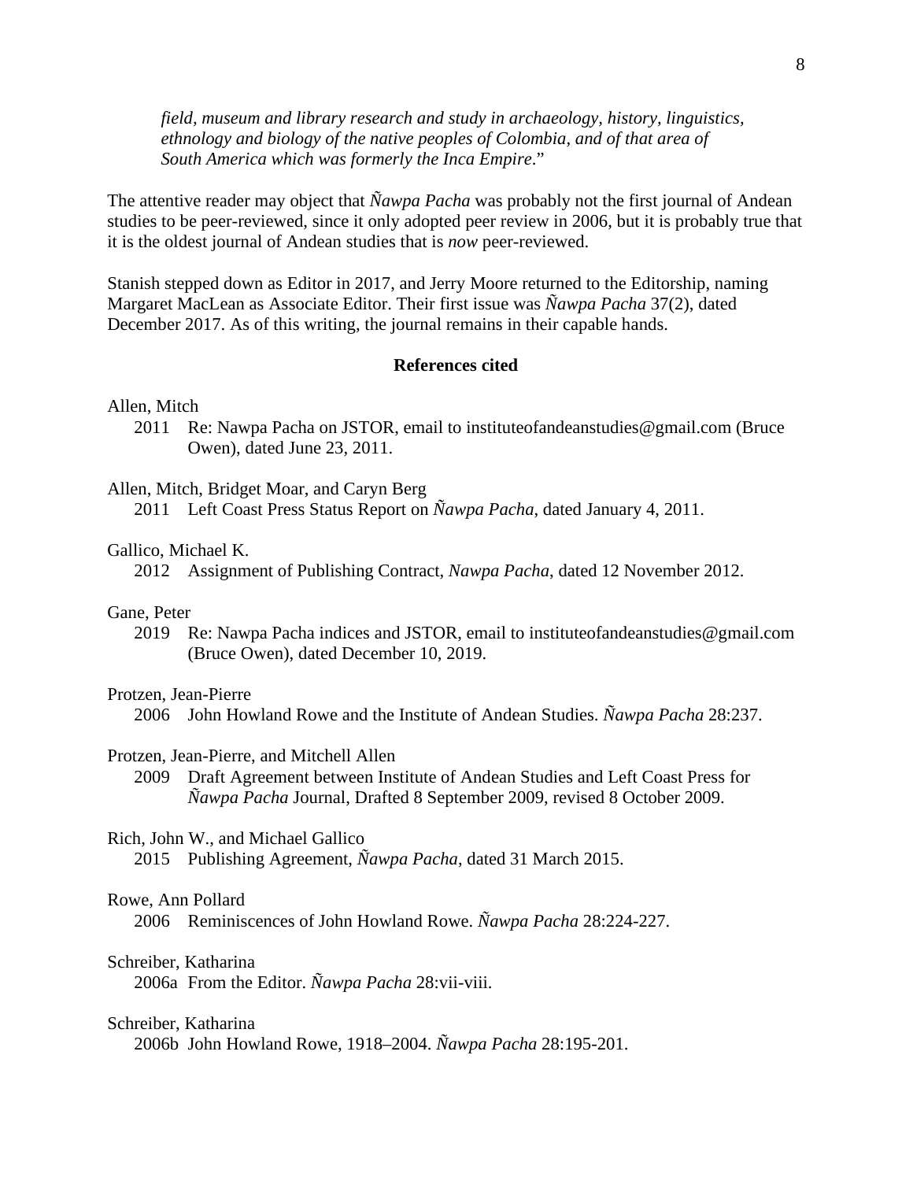*field, museum and library research and study in archaeology, history, linguistics, ethnology and biology of the native peoples of Colombia, and of that area of South America which was formerly the Inca Empire*."

The attentive reader may object that *Ñawpa Pacha* was probably not the first journal of Andean studies to be peer-reviewed, since it only adopted peer review in 2006, but it is probably true that it is the oldest journal of Andean studies that is *now* peer-reviewed.

Stanish stepped down as Editor in 2017, and Jerry Moore returned to the Editorship, naming Margaret MacLean as Associate Editor. Their first issue was *Ñawpa Pacha* 37(2), dated December 2017. As of this writing, the journal remains in their capable hands.

**References cited**

Allen, Mitch
: 2011 Re: Nawpa Pacha on JSTOR, email to instituteofandeanstudies@gmail.com (Bruce Owen), dated June 23, 2011.

Allen, Mitch, Bridget Moar, and Caryn Berg
: 2011 Left Coast Press Status Report on *Ñawpa Pacha*, dated January 4, 2011.

Gallico, Michael K.
: 2012 Assignment of Publishing Contract, *Nawpa Pacha*, dated 12 November 2012.

Gane, Peter
: 2019 Re: Nawpa Pacha indices and JSTOR, email to instituteofandeanstudies@gmail.com (Bruce Owen), dated December 10, 2019.

Protzen, Jean-Pierre
: 2006 John Howland Rowe and the Institute of Andean Studies. *Ñawpa Pacha* 28:237.

Protzen, Jean-Pierre, and Mitchell Allen
: 2009 Draft Agreement between Institute of Andean Studies and Left Coast Press for *Ñawpa Pacha* Journal, Drafted 8 September 2009, revised 8 October 2009.

Rich, John W., and Michael Gallico
: 2015 Publishing Agreement, *Ñawpa Pacha*, dated 31 March 2015.

Rowe, Ann Pollard
: 2006 Reminiscences of John Howland Rowe. *Ñawpa Pacha* 28:224-227.

Schreiber, Katharina
: 2006a From the Editor. *Ñawpa Pacha* 28:vii-viii.

Schreiber, Katharina
: 2006b John Howland Rowe, 1918–2004. *Ñawpa Pacha* 28:195-201.